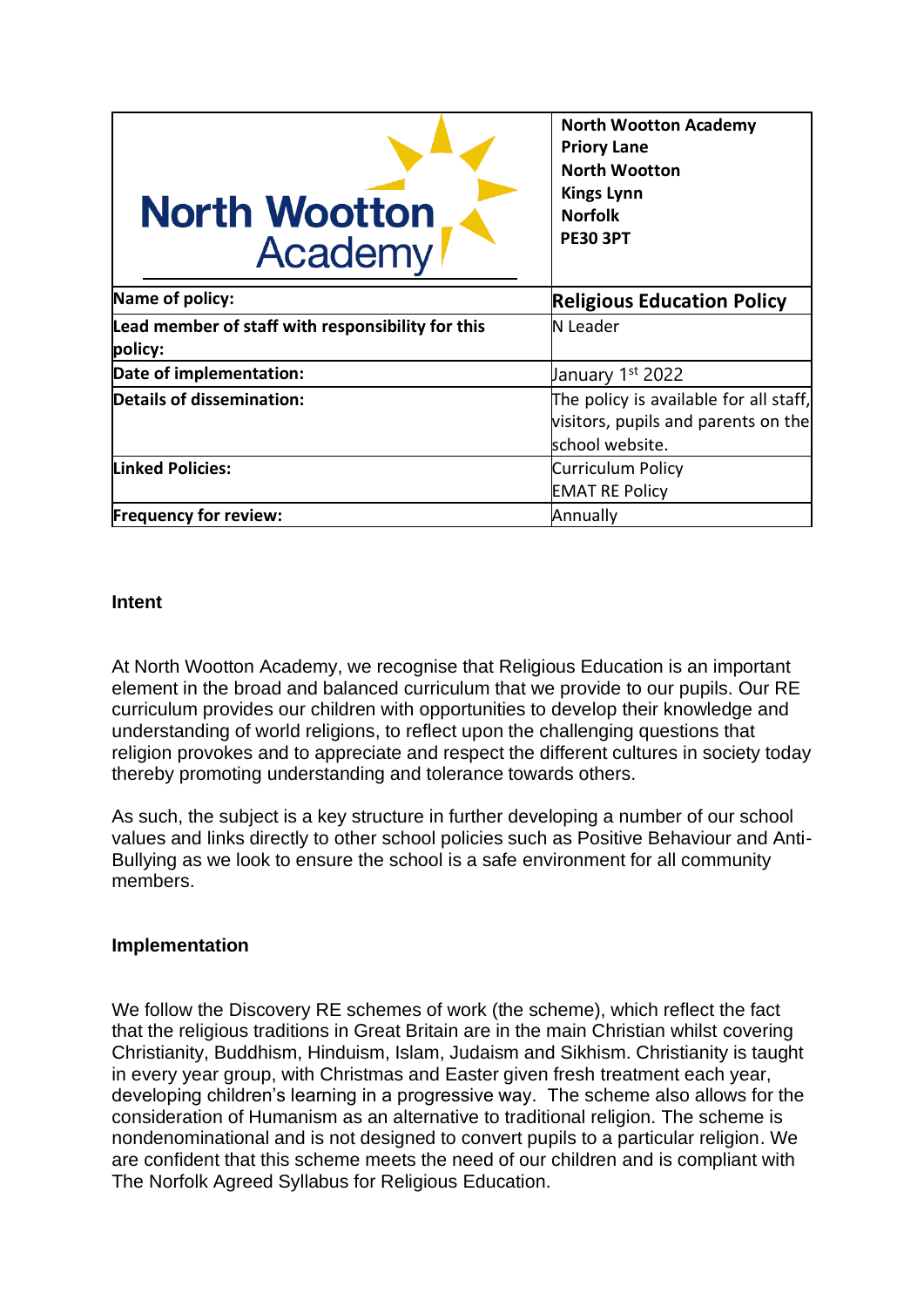| North Wootton Academy | **North Wootton Academy**<br>**Priory Lane**<br>**North Wootton**<br>**Kings Lynn**<br>**Norfolk**<br>**PE30 3PT** |
| --- | --- |
| **Name of policy:** | **Religious Education Policy** |
| **Lead member of staff with responsibility for this policy:** | N Leader |
| **Date of implementation:** | January 1st 2022 |
| **Details of dissemination:** | The policy is available for all staff, visitors, pupils and parents on the school website. |
| **Linked Policies:** | Curriculum Policy<br>EMAT RE Policy |
| **Frequency for review:** | Annually |

## Intent

At North Wootton Academy, we recognise that Religious Education is an important element in the broad and balanced curriculum that we provide to our pupils. Our RE curriculum provides our children with opportunities to develop their knowledge and understanding of world religions, to reflect upon the challenging questions that religion provokes and to appreciate and respect the different cultures in society today thereby promoting understanding and tolerance towards others.

As such, the subject is a key structure in further developing a number of our school values and links directly to other school policies such as Positive Behaviour and Anti-Bullying as we look to ensure the school is a safe environment for all community members.

## Implementation

We follow the Discovery RE schemes of work (the scheme), which reflect the fact that the religious traditions in Great Britain are in the main Christian whilst covering Christianity, Buddhism, Hinduism, Islam, Judaism and Sikhism. Christianity is taught in every year group, with Christmas and Easter given fresh treatment each year, developing children's learning in a progressive way. The scheme also allows for the consideration of Humanism as an alternative to traditional religion. The scheme is nondenominational and is not designed to convert pupils to a particular religion. We are confident that this scheme meets the need of our children and is compliant with The Norfolk Agreed Syllabus for Religious Education.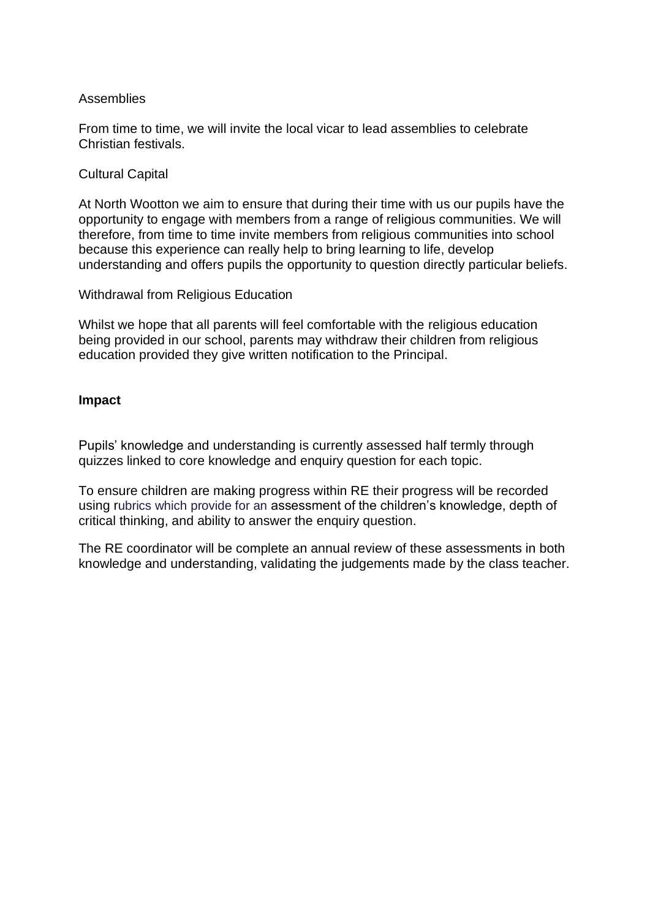Assemblies

From time to time, we will invite the local vicar to lead assemblies to celebrate Christian festivals.

Cultural Capital

At North Wootton we aim to ensure that during their time with us our pupils have the opportunity to engage with members from a range of religious communities. We will therefore, from time to time invite members from religious communities into school because this experience can really help to bring learning to life, develop understanding and offers pupils the opportunity to question directly particular beliefs.

Withdrawal from Religious Education

Whilst we hope that all parents will feel comfortable with the religious education being provided in our school, parents may withdraw their children from religious education provided they give written notification to the Principal.

**Impact**

Pupils' knowledge and understanding is currently assessed half termly through quizzes linked to core knowledge and enquiry question for each topic.

To ensure children are making progress within RE their progress will be recorded using rubrics which provide for an assessment of the children's knowledge, depth of critical thinking, and ability to answer the enquiry question.

The RE coordinator will be complete an annual review of these assessments in both knowledge and understanding, validating the judgements made by the class teacher.